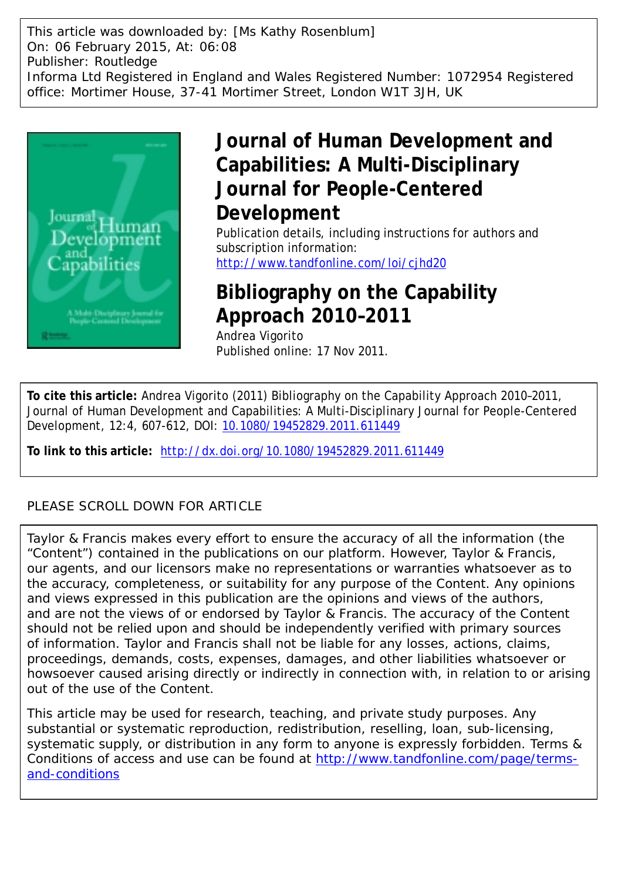This article was downloaded by: [Ms Kathy Rosenblum]
On: 06 February 2015, At: 06:08
Publisher: Routledge
Informa Ltd Registered in England and Wales Registered Number: 1072954 Registered office: Mortimer House, 37-41 Mortimer Street, London W1T 3JH, UK

# Journal of Human Development and Capabilities: A Multi-Disciplinary Journal for People-Centered Development

Publication details, including instructions for authors and subscription information:
http://www.tandfonline.com/loi/cjhd20

## Bibliography on the Capability Approach 2010–2011

Andrea Vigorito
Published online: 17 Nov 2011.

**To cite this article:** Andrea Vigorito (2011) Bibliography on the Capability Approach 2010–2011, Journal of Human Development and Capabilities: A Multi-Disciplinary Journal for People-Centered Development, 12:4, 607-612, DOI: 10.1080/19452829.2011.611449

**To link to this article:** http://dx.doi.org/10.1080/19452829.2011.611449

PLEASE SCROLL DOWN FOR ARTICLE

Taylor & Francis makes every effort to ensure the accuracy of all the information (the "Content") contained in the publications on our platform. However, Taylor & Francis, our agents, and our licensors make no representations or warranties whatsoever as to the accuracy, completeness, or suitability for any purpose of the Content. Any opinions and views expressed in this publication are the opinions and views of the authors, and are not the views of or endorsed by Taylor & Francis. The accuracy of the Content should not be relied upon and should be independently verified with primary sources of information. Taylor and Francis shall not be liable for any losses, actions, claims, proceedings, demands, costs, expenses, damages, and other liabilities whatsoever or howsoever caused arising directly or indirectly in connection with, in relation to or arising out of the use of the Content.

This article may be used for research, teaching, and private study purposes. Any substantial or systematic reproduction, redistribution, reselling, loan, sub-licensing, systematic supply, or distribution in any form to anyone is expressly forbidden. Terms & Conditions of access and use can be found at http://www.tandfonline.com/page/terms-and-conditions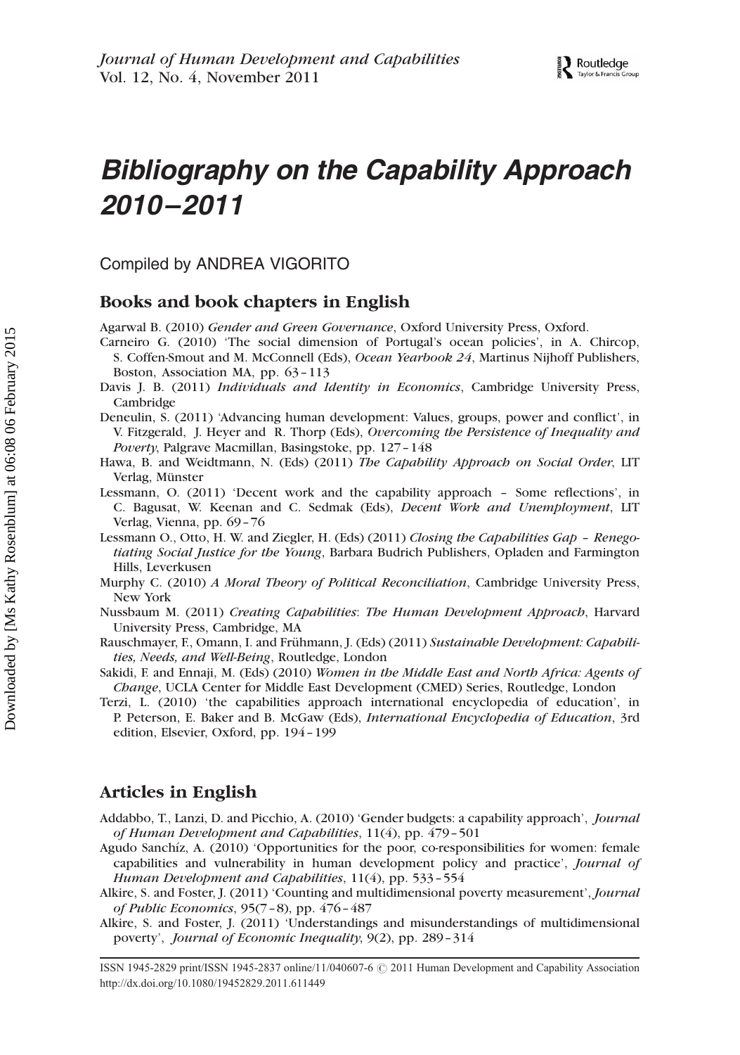# Bibliography on the Capability Approach 2010–2011

Compiled by ANDREA VIGORITO

## Books and book chapters in English

Agarwal B. (2010) *Gender and Green Governance*, Oxford University Press, Oxford.

Carneiro G. (2010) 'The social dimension of Portugal's ocean policies', in A. Chircop, S. Coffen-Smout and M. McConnell (Eds), *Ocean Yearbook 24*, Martinus Nijhoff Publishers, Boston, Association MA, pp. 63–113

Davis J. B. (2011) *Individuals and Identity in Economics*, Cambridge University Press, Cambridge

Deneulin, S. (2011) 'Advancing human development: Values, groups, power and conflict', in V. Fitzgerald, J. Heyer and R. Thorp (Eds), *Overcoming the Persistence of Inequality and Poverty*, Palgrave Macmillan, Basingstoke, pp. 127–148

Hawa, B. and Weidtmann, N. (Eds) (2011) *The Capability Approach on Social Order*, LIT Verlag, Münster

Lessmann, O. (2011) 'Decent work and the capability approach – Some reflections', in C. Bagusat, W. Keenan and C. Sedmak (Eds), *Decent Work and Unemployment*, LIT Verlag, Vienna, pp. 69–76

Lessmann O., Otto, H. W. and Ziegler, H. (Eds) (2011) *Closing the Capabilities Gap – Renegotiating Social Justice for the Young*, Barbara Budrich Publishers, Opladen and Farmington Hills, Leverkusen

Murphy C. (2010) *A Moral Theory of Political Reconciliation*, Cambridge University Press, New York

Nussbaum M. (2011) *Creating Capabilities*: *The Human Development Approach*, Harvard University Press, Cambridge, MA

Rauschmayer, F., Omann, I. and Frühmann, J. (Eds) (2011) *Sustainable Development: Capabilities, Needs, and Well-Being*, Routledge, London

Sakidi, F. and Ennaji, M. (Eds) (2010) *Women in the Middle East and North Africa: Agents of Change*, UCLA Center for Middle East Development (CMED) Series, Routledge, London

Terzi, L. (2010) 'the capabilities approach international encyclopedia of education', in P. Peterson, E. Baker and B. McGaw (Eds), *International Encyclopedia of Education*, 3rd edition, Elsevier, Oxford, pp. 194–199

## Articles in English

Addabbo, T., Lanzi, D. and Picchio, A. (2010) 'Gender budgets: a capability approach', *Journal of Human Development and Capabilities*, 11(4), pp. 479–501

Agudo Sanchíz, A. (2010) 'Opportunities for the poor, co-responsibilities for women: female capabilities and vulnerability in human development policy and practice', *Journal of Human Development and Capabilities*, 11(4), pp. 533–554

Alkire, S. and Foster, J. (2011) 'Counting and multidimensional poverty measurement', *Journal of Public Economics*, 95(7–8), pp. 476–487

Alkire, S. and Foster, J. (2011) 'Understandings and misunderstandings of multidimensional poverty', *Journal of Economic Inequality*, 9(2), pp. 289–314

ISSN 1945-2829 print/ISSN 1945-2837 online/11/040607-6 © 2011 Human Development and Capability Association
http://dx.doi.org/10.1080/19452829.2011.611449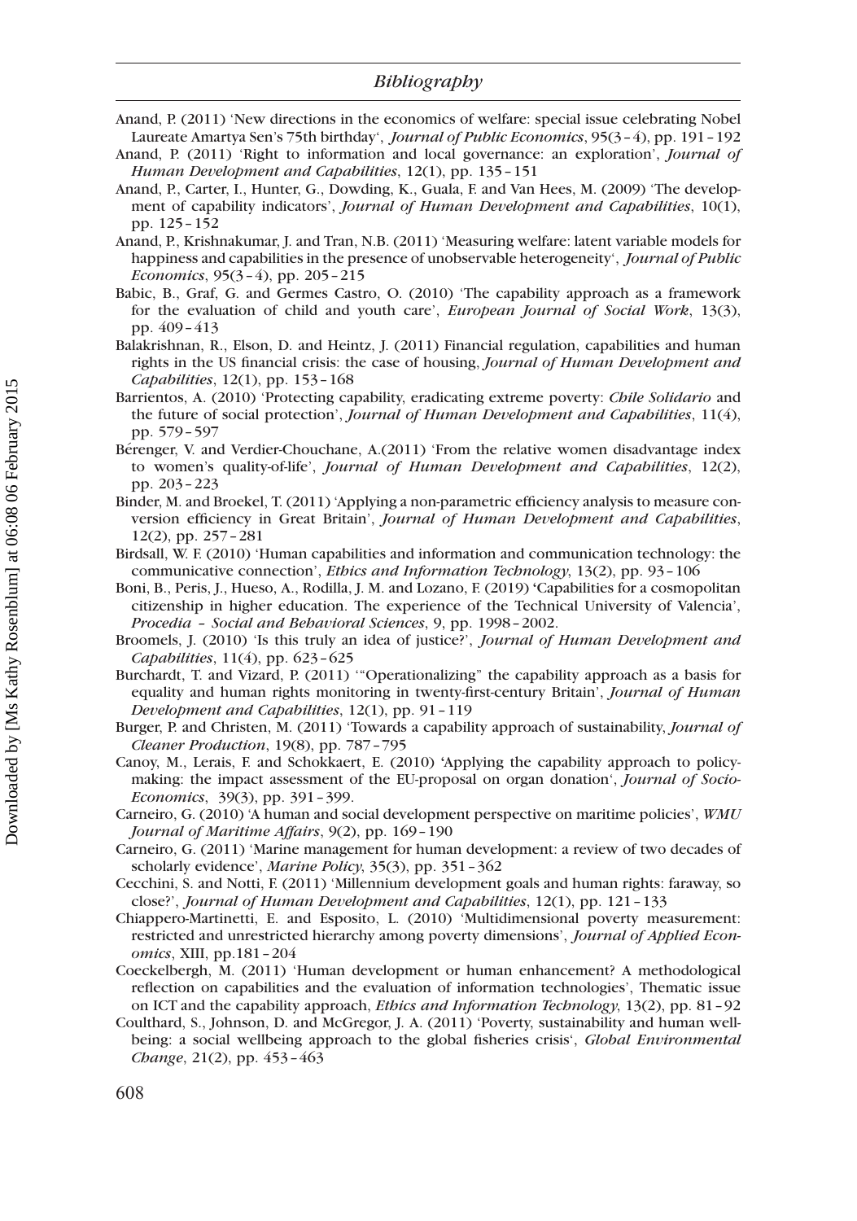Anand, P. (2011) 'New directions in the economics of welfare: special issue celebrating Nobel Laureate Amartya Sen's 75th birthday', *Journal of Public Economics*, 95(3–4), pp. 191–192

Anand, P. (2011) 'Right to information and local governance: an exploration', *Journal of Human Development and Capabilities*, 12(1), pp. 135–151

Anand, P., Carter, I., Hunter, G., Dowding, K., Guala, F. and Van Hees, M. (2009) 'The development of capability indicators', *Journal of Human Development and Capabilities*, 10(1), pp. 125–152

Anand, P., Krishnakumar, J. and Tran, N.B. (2011) 'Measuring welfare: latent variable models for happiness and capabilities in the presence of unobservable heterogeneity', *Journal of Public Economics*, 95(3–4), pp. 205–215

Babic, B., Graf, G. and Germes Castro, O. (2010) 'The capability approach as a framework for the evaluation of child and youth care', *European Journal of Social Work*, 13(3), pp. 409–413

Balakrishnan, R., Elson, D. and Heintz, J. (2011) Financial regulation, capabilities and human rights in the US financial crisis: the case of housing, *Journal of Human Development and Capabilities*, 12(1), pp. 153–168

Barrientos, A. (2010) 'Protecting capability, eradicating extreme poverty: *Chile Solidario* and the future of social protection', *Journal of Human Development and Capabilities*, 11(4), pp. 579–597

Bérenger, V. and Verdier-Chouchane, A.(2011) 'From the relative women disadvantage index to women's quality-of-life', *Journal of Human Development and Capabilities*, 12(2), pp. 203–223

Binder, M. and Broekel, T. (2011) 'Applying a non-parametric efficiency analysis to measure conversion efficiency in Great Britain', *Journal of Human Development and Capabilities*, 12(2), pp. 257–281

Birdsall, W. F. (2010) 'Human capabilities and information and communication technology: the communicative connection', *Ethics and Information Technology*, 13(2), pp. 93–106

Boni, B., Peris, J., Hueso, A., Rodilla, J. M. and Lozano, F. (2019) 'Capabilities for a cosmopolitan citizenship in higher education. The experience of the Technical University of Valencia', *Procedia – Social and Behavioral Sciences*, 9, pp. 1998–2002.

Broomels, J. (2010) 'Is this truly an idea of justice?', *Journal of Human Development and Capabilities*, 11(4), pp. 623–625

Burchardt, T. and Vizard, P. (2011) '"Operationalizing" the capability approach as a basis for equality and human rights monitoring in twenty-first-century Britain', *Journal of Human Development and Capabilities*, 12(1), pp. 91–119

Burger, P. and Christen, M. (2011) 'Towards a capability approach of sustainability, *Journal of Cleaner Production*, 19(8), pp. 787–795

Canoy, M., Lerais, F. and Schokkaert, E. (2010) 'Applying the capability approach to policy-making: the impact assessment of the EU-proposal on organ donation', *Journal of Socio-Economics*, 39(3), pp. 391–399.

Carneiro, G. (2010) 'A human and social development perspective on maritime policies', *WMU Journal of Maritime Affairs*, 9(2), pp. 169–190

Carneiro, G. (2011) 'Marine management for human development: a review of two decades of scholarly evidence', *Marine Policy*, 35(3), pp. 351–362

Cecchini, S. and Notti, F. (2011) 'Millennium development goals and human rights: faraway, so close?', *Journal of Human Development and Capabilities*, 12(1), pp. 121–133

Chiappero-Martinetti, E. and Esposito, L. (2010) 'Multidimensional poverty measurement: restricted and unrestricted hierarchy among poverty dimensions', *Journal of Applied Economics*, XIII, pp.181–204

Coeckelbergh, M. (2011) 'Human development or human enhancement? A methodological reflection on capabilities and the evaluation of information technologies', Thematic issue on ICT and the capability approach, *Ethics and Information Technology*, 13(2), pp. 81–92

Coulthard, S., Johnson, D. and McGregor, J. A. (2011) 'Poverty, sustainability and human wellbeing: a social wellbeing approach to the global fisheries crisis', *Global Environmental Change*, 21(2), pp. 453–463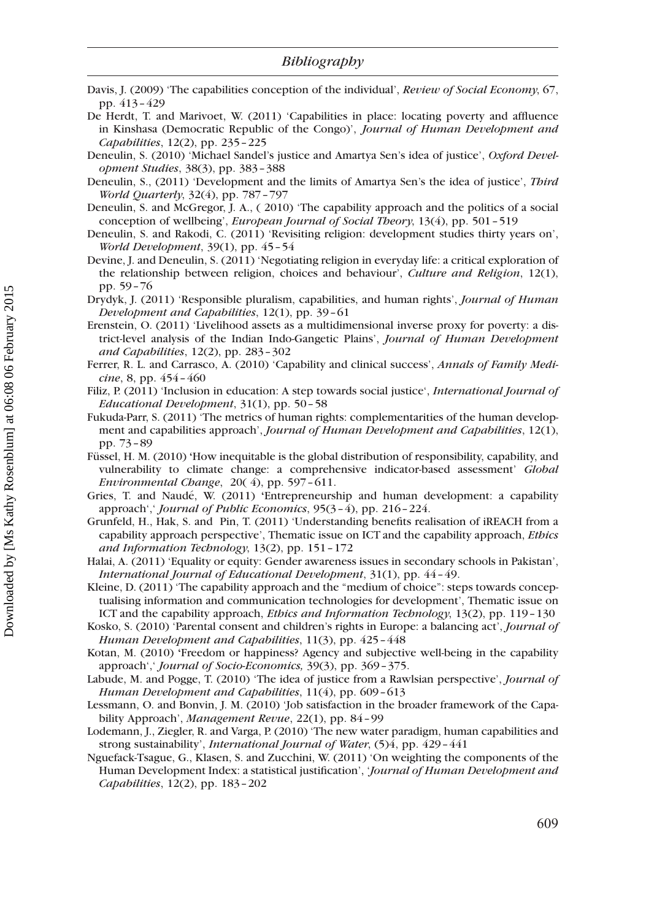Davis, J. (2009) 'The capabilities conception of the individual', *Review of Social Economy*, 67, pp. 413–429

De Herdt, T. and Marivoet, W. (2011) 'Capabilities in place: locating poverty and affluence in Kinshasa (Democratic Republic of the Congo)', *Journal of Human Development and Capabilities*, 12(2), pp. 235–225

Deneulin, S. (2010) 'Michael Sandel's justice and Amartya Sen's idea of justice', *Oxford Development Studies*, 38(3), pp. 383–388

Deneulin, S., (2011) 'Development and the limits of Amartya Sen's the idea of justice', *Third World Quarterly*, 32(4), pp. 787–797

Deneulin, S. and McGregor, J. A., ( 2010) 'The capability approach and the politics of a social conception of wellbeing', *European Journal of Social Theory*, 13(4), pp. 501–519

Deneulin, S. and Rakodi, C. (2011) 'Revisiting religion: development studies thirty years on', *World Development*, 39(1), pp. 45–54

Devine, J. and Deneulin, S. (2011) 'Negotiating religion in everyday life: a critical exploration of the relationship between religion, choices and behaviour', *Culture and Religion*, 12(1), pp. 59–76

Drydyk, J. (2011) 'Responsible pluralism, capabilities, and human rights', *Journal of Human Development and Capabilities*, 12(1), pp. 39–61

Erenstein, O. (2011) 'Livelihood assets as a multidimensional inverse proxy for poverty: a district-level analysis of the Indian Indo-Gangetic Plains', *Journal of Human Development and Capabilities*, 12(2), pp. 283–302

Ferrer, R. L. and Carrasco, A. (2010) 'Capability and clinical success', *Annals of Family Medicine*, 8, pp. 454–460

Filiz, P. (2011) 'Inclusion in education: A step towards social justice', *International Journal of Educational Development*, 31(1), pp. 50–58

Fukuda-Parr, S. (2011) 'The metrics of human rights: complementarities of the human development and capabilities approach', *Journal of Human Development and Capabilities*, 12(1), pp. 73–89

Füssel, H. M. (2010) 'How inequitable is the global distribution of responsibility, capability, and vulnerability to climate change: a comprehensive indicator-based assessment' *Global Environmental Change*, 20( 4), pp. 597–611.

Gries, T. and Naudé, W. (2011) 'Entrepreneurship and human development: a capability approach',' *Journal of Public Economics*, 95(3–4), pp. 216–224.

Grunfeld, H., Hak, S. and Pin, T. (2011) 'Understanding benefits realisation of iREACH from a capability approach perspective', Thematic issue on ICT and the capability approach, *Ethics and Information Technology*, 13(2), pp. 151–172

Halai, A. (2011) 'Equality or equity: Gender awareness issues in secondary schools in Pakistan', *International Journal of Educational Development*, 31(1), pp. 44–49.

Kleine, D. (2011) 'The capability approach and the "medium of choice": steps towards conceptualising information and communication technologies for development', Thematic issue on ICT and the capability approach, *Ethics and Information Technology*, 13(2), pp. 119–130

Kosko, S. (2010) 'Parental consent and children's rights in Europe: a balancing act', *Journal of Human Development and Capabilities*, 11(3), pp. 425–448

Kotan, M. (2010) 'Freedom or happiness? Agency and subjective well-being in the capability approach',' *Journal of Socio-Economics,* 39(3), pp. 369–375.

Labude, M. and Pogge, T. (2010) 'The idea of justice from a Rawlsian perspective', *Journal of Human Development and Capabilities*, 11(4), pp. 609–613

Lessmann, O. and Bonvin, J. M. (2010) 'Job satisfaction in the broader framework of the Capability Approach', *Management Revue*, 22(1), pp. 84–99

Lodemann, J., Ziegler, R. and Varga, P. (2010) 'The new water paradigm, human capabilities and strong sustainability', *International Journal of Water*, (5)4, pp. 429–441

Nguefack-Tsague, G., Klasen, S. and Zucchini, W. (2011) 'On weighting the components of the Human Development Index: a statistical justification', '*Journal of Human Development and Capabilities*, 12(2), pp. 183–202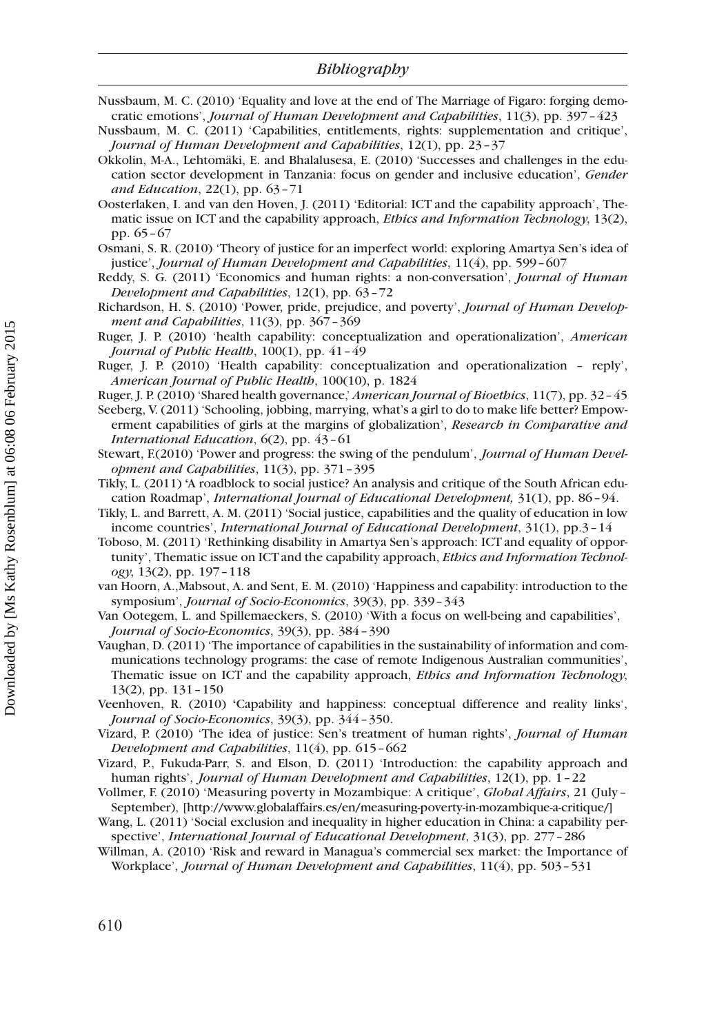Nussbaum, M. C. (2010) 'Equality and love at the end of The Marriage of Figaro: forging democratic emotions', *Journal of Human Development and Capabilities*, 11(3), pp. 397–423

Nussbaum, M. C. (2011) 'Capabilities, entitlements, rights: supplementation and critique', *Journal of Human Development and Capabilities*, 12(1), pp. 23–37

Okkolin, M-A., Lehtomäki, E. and Bhalalusesa, E. (2010) 'Successes and challenges in the education sector development in Tanzania: focus on gender and inclusive education', *Gender and Education*, 22(1), pp. 63–71

Oosterlaken, I. and van den Hoven, J. (2011) 'Editorial: ICT and the capability approach', Thematic issue on ICT and the capability approach, *Ethics and Information Technology*, 13(2), pp. 65–67

Osmani, S. R. (2010) 'Theory of justice for an imperfect world: exploring Amartya Sen's idea of justice', *Journal of Human Development and Capabilities*, 11(4), pp. 599–607

Reddy, S. G. (2011) 'Economics and human rights: a non-conversation', *Journal of Human Development and Capabilities*, 12(1), pp. 63–72

Richardson, H. S. (2010) 'Power, pride, prejudice, and poverty', *Journal of Human Development and Capabilities*, 11(3), pp. 367–369

Ruger, J. P. (2010) 'health capability: conceptualization and operationalization', *American Journal of Public Health*, 100(1), pp. 41–49

Ruger, J. P. (2010) 'Health capability: conceptualization and operationalization – reply', *American Journal of Public Health*, 100(10), p. 1824

Ruger, J. P. (2010) 'Shared health governance,' *American Journal of Bioethics*, 11(7), pp. 32–45

Seeberg, V. (2011) 'Schooling, jobbing, marrying, what's a girl to do to make life better? Empowerment capabilities of girls at the margins of globalization', *Research in Comparative and International Education*, 6(2), pp. 43–61

Stewart, F.(2010) 'Power and progress: the swing of the pendulum', *Journal of Human Development and Capabilities*, 11(3), pp. 371–395

Tikly, L. (2011) 'A roadblock to social justice? An analysis and critique of the South African education Roadmap', *International Journal of Educational Development,* 31(1), pp. 86–94.

Tikly, L. and Barrett, A. M. (2011) 'Social justice, capabilities and the quality of education in low income countries', *International Journal of Educational Development*, 31(1), pp.3–14

Toboso, M. (2011) 'Rethinking disability in Amartya Sen's approach: ICT and equality of opportunity', Thematic issue on ICT and the capability approach, *Ethics and Information Technology*, 13(2), pp. 197–118

van Hoorn, A.,Mabsout, A. and Sent, E. M. (2010) 'Happiness and capability: introduction to the symposium', *Journal of Socio-Economics*, 39(3), pp. 339–343

Van Ootegem, L. and Spillemaeckers, S. (2010) 'With a focus on well-being and capabilities', *Journal of Socio-Economics*, 39(3), pp. 384–390

Vaughan, D. (2011) 'The importance of capabilities in the sustainability of information and communications technology programs: the case of remote Indigenous Australian communities', Thematic issue on ICT and the capability approach, *Ethics and Information Technology*, 13(2), pp. 131–150

Veenhoven, R. (2010) 'Capability and happiness: conceptual difference and reality links', *Journal of Socio-Economics*, 39(3), pp. 344–350.

Vizard, P. (2010) 'The idea of justice: Sen's treatment of human rights', *Journal of Human Development and Capabilities*, 11(4), pp. 615–662

Vizard, P., Fukuda-Parr, S. and Elson, D. (2011) 'Introduction: the capability approach and human rights', *Journal of Human Development and Capabilities*, 12(1), pp. 1–22

Vollmer, F. (2010) 'Measuring poverty in Mozambique: A critique', *Global Affairs*, 21 (July–September), [http://www.globalaffairs.es/en/measuring-poverty-in-mozambique-a-critique/]

Wang, L. (2011) 'Social exclusion and inequality in higher education in China: a capability perspective', *International Journal of Educational Development*, 31(3), pp. 277–286

Willman, A. (2010) 'Risk and reward in Managua's commercial sex market: the Importance of Workplace', *Journal of Human Development and Capabilities*, 11(4), pp. 503–531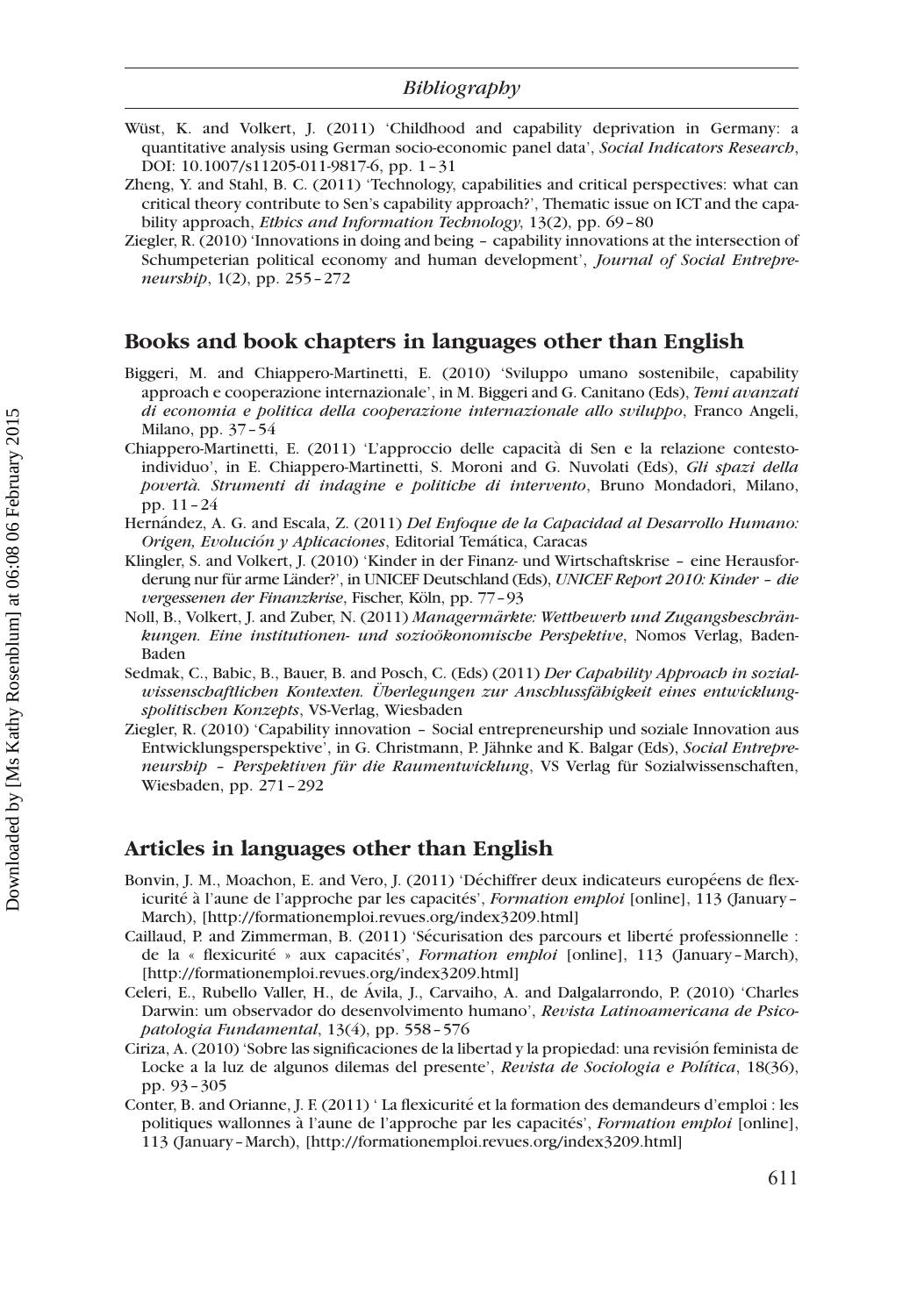Wüst, K. and Volkert, J. (2011) 'Childhood and capability deprivation in Germany: a quantitative analysis using German socio-economic panel data', *Social Indicators Research*, DOI: 10.1007/s11205-011-9817-6, pp. 1 – 31

Zheng, Y. and Stahl, B. C. (2011) 'Technology, capabilities and critical perspectives: what can critical theory contribute to Sen's capability approach?', Thematic issue on ICT and the capability approach, *Ethics and Information Technology*, 13(2), pp. 69 – 80

Ziegler, R. (2010) 'Innovations in doing and being – capability innovations at the intersection of Schumpeterian political economy and human development', *Journal of Social Entrepreneurship*, 1(2), pp. 255 – 272

## Books and book chapters in languages other than English

Biggeri, M. and Chiappero-Martinetti, E. (2010) 'Sviluppo umano sostenibile, capability approach e cooperazione internazionale', in M. Biggeri and G. Canitano (Eds), *Temi avanzati di economia e politica della cooperazione internazionale allo sviluppo*, Franco Angeli, Milano, pp. 37 – 54

Chiappero-Martinetti, E. (2011) 'L'approccio delle capacità di Sen e la relazione contesto-individuo', in E. Chiappero-Martinetti, S. Moroni and G. Nuvolati (Eds), *Gli spazi della povertà. Strumenti di indagine e politiche di intervento*, Bruno Mondadori, Milano, pp. 11 – 24

Hernández, A. G. and Escala, Z. (2011) *Del Enfoque de la Capacidad al Desarrollo Humano: Origen, Evolución y Aplicaciones*, Editorial Temática, Caracas

Klingler, S. and Volkert, J. (2010) 'Kinder in der Finanz- und Wirtschaftskrise – eine Herausforderung nur für arme Länder?', in UNICEF Deutschland (Eds), *UNICEF Report 2010: Kinder – die vergessenen der Finanzkrise*, Fischer, Köln, pp. 77 – 93

Noll, B., Volkert, J. and Zuber, N. (2011) *Managermärkte: Wettbewerb und Zugangsbeschränkungen. Eine institutionen- und sozioökonomische Perspektive*, Nomos Verlag, Baden-Baden

Sedmak, C., Babic, B., Bauer, B. and Posch, C. (Eds) (2011) *Der Capability Approach in sozialwissenschaftlichen Kontexten. Überlegungen zur Anschlussfähigkeit eines entwicklungspolitischen Konzepts*, VS-Verlag, Wiesbaden

Ziegler, R. (2010) 'Capability innovation – Social entrepreneurship und soziale Innovation aus Entwicklungsperspektive', in G. Christmann, P. Jähnke and K. Balgar (Eds), *Social Entrepreneurship – Perspektiven für die Raumentwicklung*, VS Verlag für Sozialwissenschaften, Wiesbaden, pp. 271 – 292

## Articles in languages other than English

Bonvin, J. M., Moachon, E. and Vero, J. (2011) 'Déchiffrer deux indicateurs européens de flexicurité à l'aune de l'approche par les capacités', *Formation emploi* [online], 113 (January – March), [http://formationemploi.revues.org/index3209.html]

Caillaud, P. and Zimmerman, B. (2011) 'Sécurisation des parcours et liberté professionnelle : de la « flexicurité » aux capacités', *Formation emploi* [online], 113 (January – March), [http://formationemploi.revues.org/index3209.html]

Celeri, E., Rubello Valler, H., de Ávila, J., Carvaiho, A. and Dalgalarrondo, P. (2010) 'Charles Darwin: um observador do desenvolvimento humano', *Revista Latinoamericana de Psicopatologia Fundamental*, 13(4), pp. 558 – 576

Ciriza, A. (2010) 'Sobre las significaciones de la libertad y la propiedad: una revisión feminista de Locke a la luz de algunos dilemas del presente', *Revista de Sociologia e Política*, 18(36), pp. 93 – 305

Conter, B. and Orianne, J. F. (2011) ' La flexicurité et la formation des demandeurs d'emploi : les politiques wallonnes à l'aune de l'approche par les capacités', *Formation emploi* [online], 113 (January – March), [http://formationemploi.revues.org/index3209.html]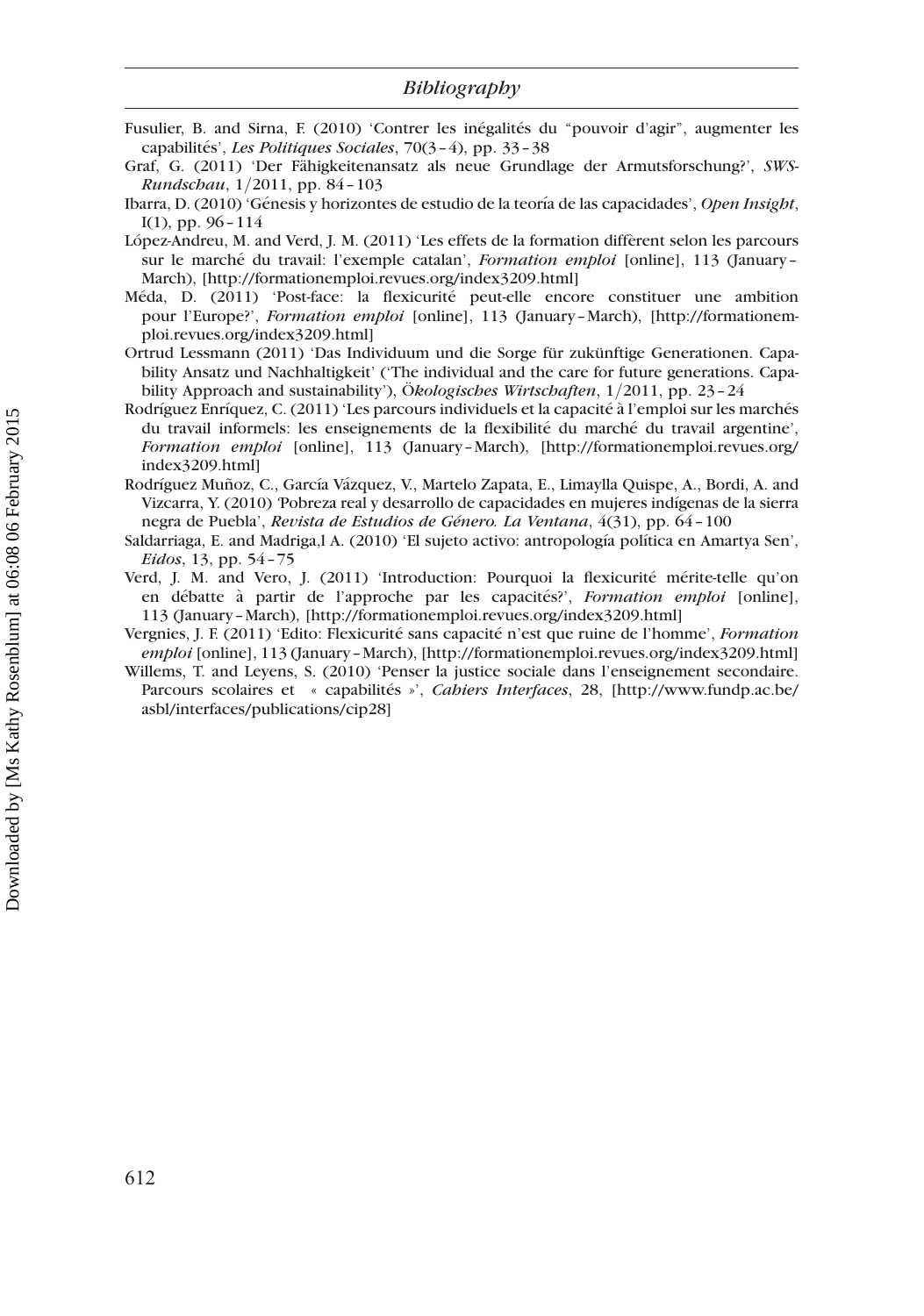Fusulier, B. and Sirna, F. (2010) 'Contrer les inégalités du "pouvoir d'agir", augmenter les capabilités', *Les Politiques Sociales*, 70(3–4), pp. 33–38

Graf, G. (2011) 'Der Fähigkeitenansatz als neue Grundlage der Armutsforschung?', *SWS-Rundschau*, 1/2011, pp. 84–103

Ibarra, D. (2010) 'Génesis y horizontes de estudio de la teoría de las capacidades', *Open Insight*, I(1), pp. 96–114

López-Andreu, M. and Verd, J. M. (2011) 'Les effets de la formation diffèrent selon les parcours sur le marché du travail: l'exemple catalan', *Formation emploi* [online], 113 (January–March), [http://formationemploi.revues.org/index3209.html]

Méda, D. (2011) 'Post-face: la flexicurité peut-elle encore constituer une ambition pour l'Europe?', *Formation emploi* [online], 113 (January–March), [http://formationemploi.revues.org/index3209.html]

Ortrud Lessmann (2011) 'Das Individuum und die Sorge für zukünftige Generationen. Capability Ansatz und Nachhaltigkeit' ('The individual and the care for future generations. Capability Approach and sustainability'), *Ökologisches Wirtschaften*, 1/2011, pp. 23–24

Rodríguez Enríquez, C. (2011) 'Les parcours individuels et la capacité à l'emploi sur les marchés du travail informels: les enseignements de la flexibilité du marché du travail argentine', *Formation emploi* [online], 113 (January–March), [http://formationemploi.revues.org/index3209.html]

Rodríguez Muñoz, C., García Vázquez, V., Martelo Zapata, E., Limaylla Quispe, A., Bordi, A. and Vizcarra, Y. (2010) 'Pobreza real y desarrollo de capacidades en mujeres indígenas de la sierra negra de Puebla', *Revista de Estudios de Género. La Ventana*, 4(31), pp. 64–100

Saldarriaga, E. and Madriga,l A. (2010) 'El sujeto activo: antropología política en Amartya Sen', *Eidos*, 13, pp. 54–75

Verd, J. M. and Vero, J. (2011) 'Introduction: Pourquoi la flexicurité mérite-telle qu'on en débatte à partir de l'approche par les capacités?', *Formation emploi* [online], 113 (January–March), [http://formationemploi.revues.org/index3209.html]

Vergnies, J. F. (2011) 'Edito: Flexicurité sans capacité n'est que ruine de l'homme', *Formation emploi* [online], 113 (January–March), [http://formationemploi.revues.org/index3209.html]

Willems, T. and Leyens, S. (2010) 'Penser la justice sociale dans l'enseignement secondaire. Parcours scolaires et « capabilités »', *Cahiers Interfaces*, 28, [http://www.fundp.ac.be/asbl/interfaces/publications/cip28]